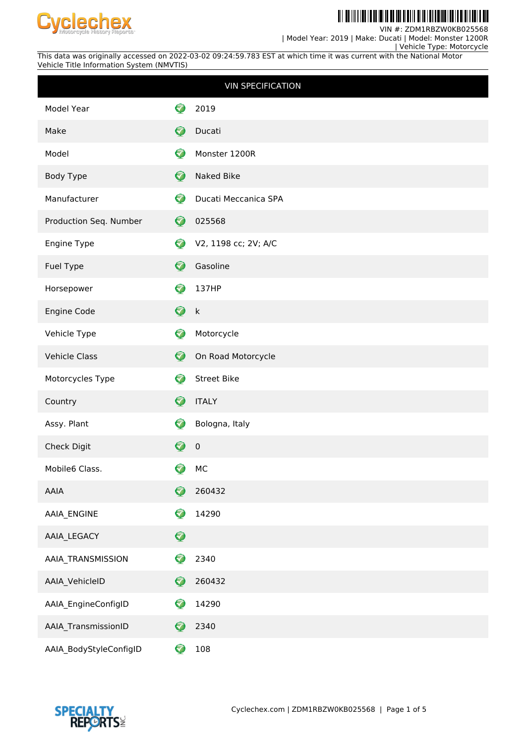VIN #: ZDM1RBZW0KB025568
| Model Year: 2019 | Make: Ducati | Model: Monster 1200R
| Vehicle Type: Motorcycle

This data was originally accessed on 2022-03-02 09:24:59.783 EST at which time it was current with the National Motor Vehicle Title Information System (NMVTIS)

| VIN SPECIFICATION | |
|---|---|
| Model Year | 2019 |
| Make | Ducati |
| Model | Monster 1200R |
| Body Type | Naked Bike |
| Manufacturer | Ducati Meccanica SPA |
| Production Seq. Number | 025568 |
| Engine Type | V2, 1198 cc; 2V; A/C |
| Fuel Type | Gasoline |
| Horsepower | 137HP |
| Engine Code | k |
| Vehicle Type | Motorcycle |
| Vehicle Class | On Road Motorcycle |
| Motorcycles Type | Street Bike |
| Country | ITALY |
| Assy. Plant | Bologna, Italy |
| Check Digit | 0 |
| Mobile6 Class. | MC |
| AAIA | 260432 |
| AAIA_ENGINE | 14290 |
| AAIA_LEGACY | |
| AAIA_TRANSMISSION | 2340 |
| AAIA_VehicleID | 260432 |
| AAIA_EngineConfigID | 14290 |
| AAIA_TransmissionID | 2340 |
| AAIA_BodyStyleConfigID | 108 |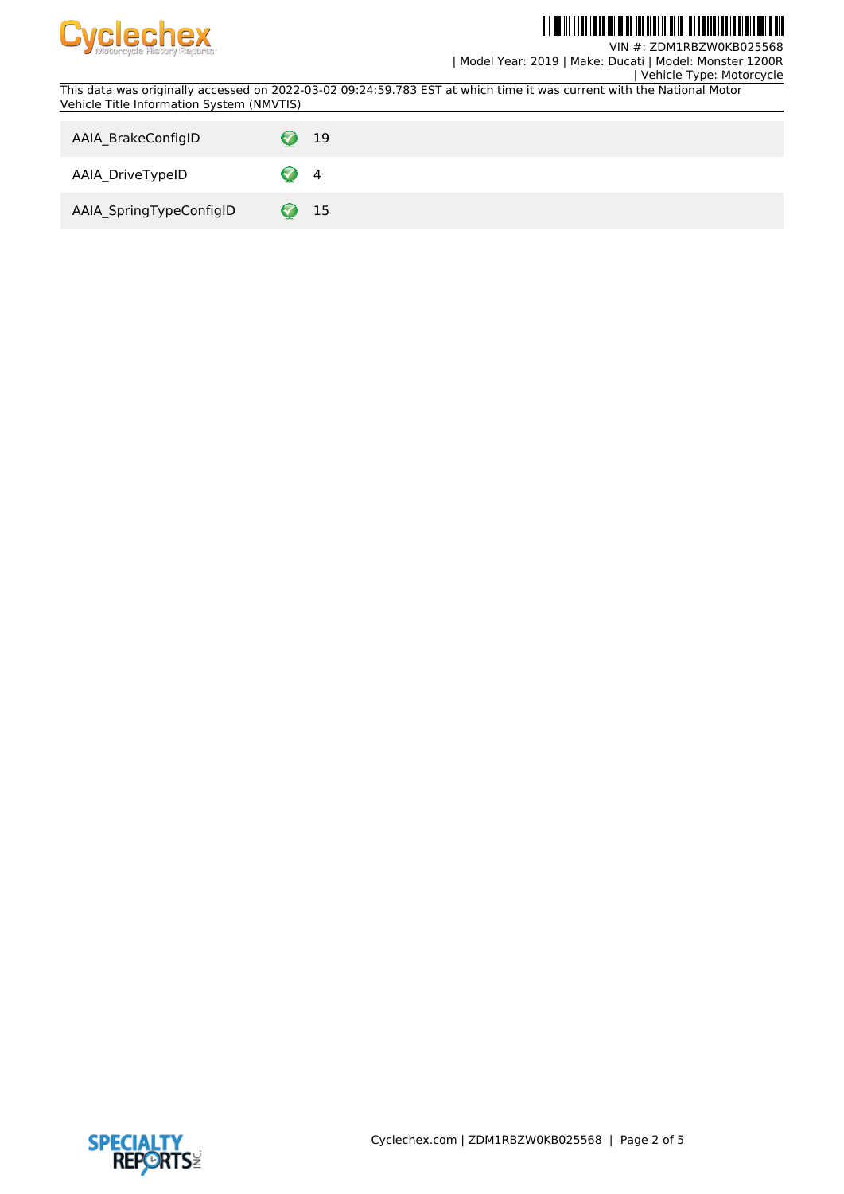| | |
|---|---|
| AAIA_BrakeConfigID | 19 |
| AAIA_DriveTypeID | 4 |
| AAIA_SpringTypeConfigID | 15 |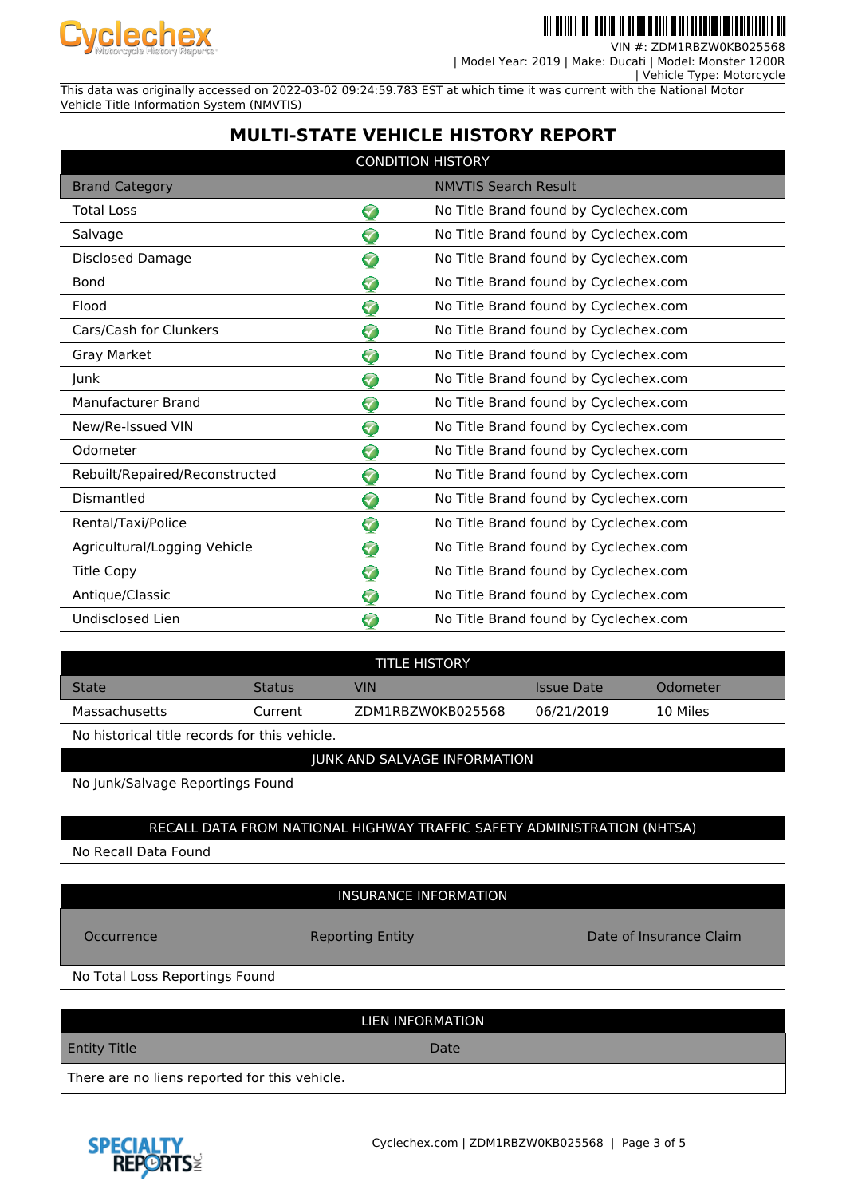VIN #: ZDM1RBZW0KB025568
| Model Year: 2019 | Make: Ducati | Model: Monster 1200R
| Vehicle Type: Motorcycle

This data was originally accessed on 2022-03-02 09:24:59.783 EST at which time it was current with the National Motor Vehicle Title Information System (NMVTIS)

# MULTI-STATE VEHICLE HISTORY REPORT

## CONDITION HISTORY

| Brand Category | | NMVTIS Search Result |
|---|---|---|
| Total Loss | ✓ | No Title Brand found by Cyclechex.com |
| Salvage | ✓ | No Title Brand found by Cyclechex.com |
| Disclosed Damage | ✓ | No Title Brand found by Cyclechex.com |
| Bond | ✓ | No Title Brand found by Cyclechex.com |
| Flood | ✓ | No Title Brand found by Cyclechex.com |
| Cars/Cash for Clunkers | ✓ | No Title Brand found by Cyclechex.com |
| Gray Market | ✓ | No Title Brand found by Cyclechex.com |
| Junk | ✓ | No Title Brand found by Cyclechex.com |
| Manufacturer Brand | ✓ | No Title Brand found by Cyclechex.com |
| New/Re-Issued VIN | ✓ | No Title Brand found by Cyclechex.com |
| Odometer | ✓ | No Title Brand found by Cyclechex.com |
| Rebuilt/Repaired/Reconstructed | ✓ | No Title Brand found by Cyclechex.com |
| Dismantled | ✓ | No Title Brand found by Cyclechex.com |
| Rental/Taxi/Police | ✓ | No Title Brand found by Cyclechex.com |
| Agricultural/Logging Vehicle | ✓ | No Title Brand found by Cyclechex.com |
| Title Copy | ✓ | No Title Brand found by Cyclechex.com |
| Antique/Classic | ✓ | No Title Brand found by Cyclechex.com |
| Undisclosed Lien | ✓ | No Title Brand found by Cyclechex.com |

## TITLE HISTORY

| State | Status | VIN | Issue Date | Odometer |
|---|---|---|---|---|
| Massachusetts | Current | ZDM1RBZW0KB025568 | 06/21/2019 | 10 Miles |

No historical title records for this vehicle.

## JUNK AND SALVAGE INFORMATION

No Junk/Salvage Reportings Found

## RECALL DATA FROM NATIONAL HIGHWAY TRAFFIC SAFETY ADMINISTRATION (NHTSA)

No Recall Data Found

## INSURANCE INFORMATION

| Occurrence | Reporting Entity | Date of Insurance Claim |
|---|---|---|

No Total Loss Reportings Found

## LIEN INFORMATION

| Entity Title | Date |
|---|---|
| There are no liens reported for this vehicle. | |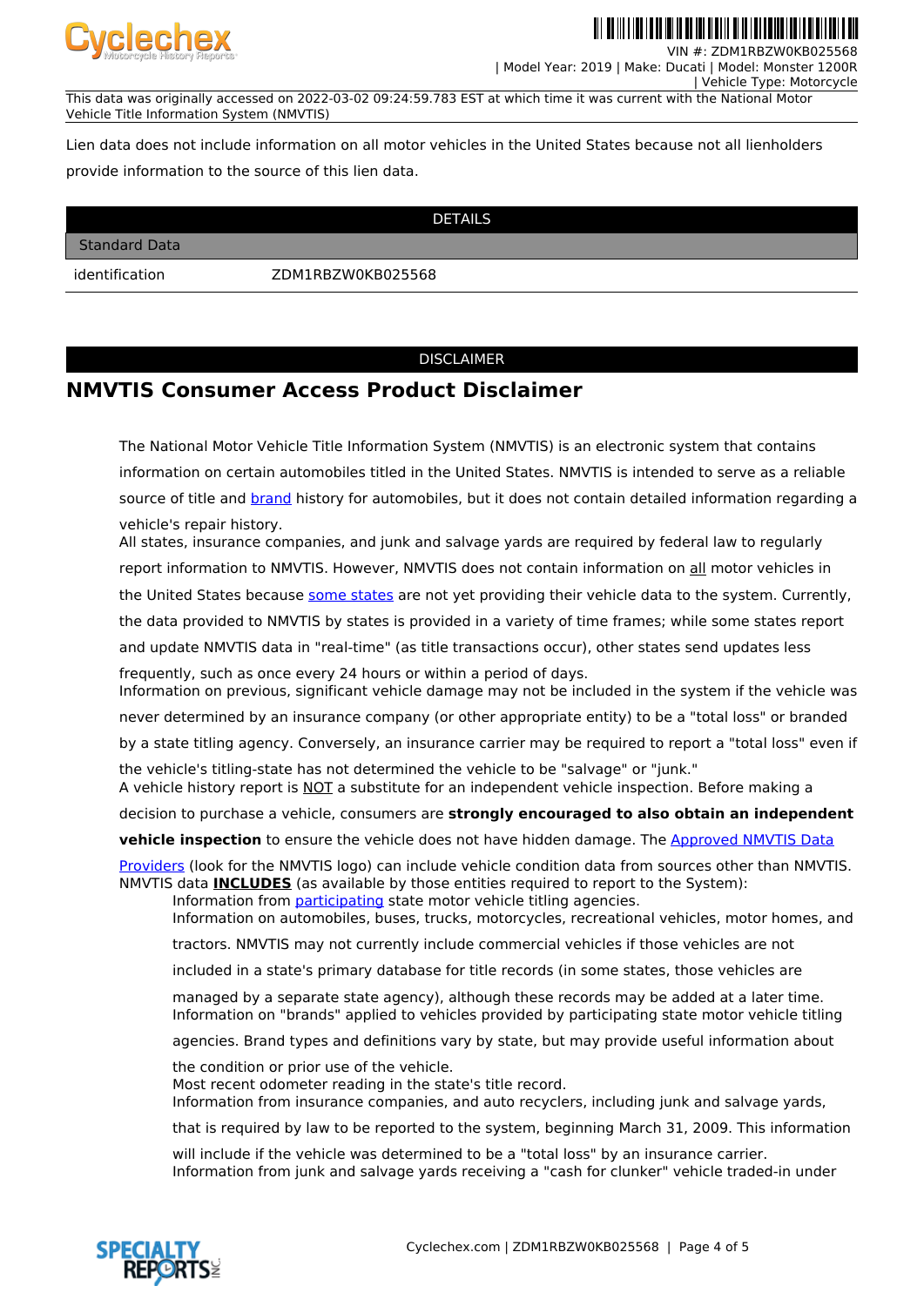This data was originally accessed on 2022-03-02 09:24:59.783 EST at which time it was current with the National Motor Vehicle Title Information System (NMVTIS)

Lien data does not include information on all motor vehicles in the United States because not all lienholders provide information to the source of this lien data.

| DETAILS | |
| --- | --- |
| Standard Data | |
| identification | ZDM1RBZW0KB025568 |

DISCLAIMER

## NMVTIS Consumer Access Product Disclaimer

The National Motor Vehicle Title Information System (NMVTIS) is an electronic system that contains information on certain automobiles titled in the United States. NMVTIS is intended to serve as a reliable source of title and brand history for automobiles, but it does not contain detailed information regarding a vehicle's repair history.

All states, insurance companies, and junk and salvage yards are required by federal law to regularly report information to NMVTIS. However, NMVTIS does not contain information on all motor vehicles in the United States because some states are not yet providing their vehicle data to the system. Currently, the data provided to NMVTIS by states is provided in a variety of time frames; while some states report and update NMVTIS data in "real-time" (as title transactions occur), other states send updates less frequently, such as once every 24 hours or within a period of days.

Information on previous, significant vehicle damage may not be included in the system if the vehicle was never determined by an insurance company (or other appropriate entity) to be a "total loss" or branded by a state titling agency. Conversely, an insurance carrier may be required to report a "total loss" even if the vehicle's titling-state has not determined the vehicle to be "salvage" or "junk."

A vehicle history report is NOT a substitute for an independent vehicle inspection. Before making a decision to purchase a vehicle, consumers are **strongly encouraged to also obtain an independent vehicle inspection** to ensure the vehicle does not have hidden damage. The Approved NMVTIS Data Providers (look for the NMVTIS logo) can include vehicle condition data from sources other than NMVTIS.

NMVTIS data **INCLUDES** (as available by those entities required to report to the System):

- Information from participating state motor vehicle titling agencies.
- Information on automobiles, buses, trucks, motorcycles, recreational vehicles, motor homes, and tractors. NMVTIS may not currently include commercial vehicles if those vehicles are not included in a state's primary database for title records (in some states, those vehicles are managed by a separate state agency), although these records may be added at a later time.
- Information on "brands" applied to vehicles provided by participating state motor vehicle titling agencies. Brand types and definitions vary by state, but may provide useful information about the condition or prior use of the vehicle.
- Most recent odometer reading in the state's title record.
- Information from insurance companies, and auto recyclers, including junk and salvage yards, that is required by law to be reported to the system, beginning March 31, 2009. This information will include if the vehicle was determined to be a "total loss" by an insurance carrier.
- Information from junk and salvage yards receiving a "cash for clunker" vehicle traded-in under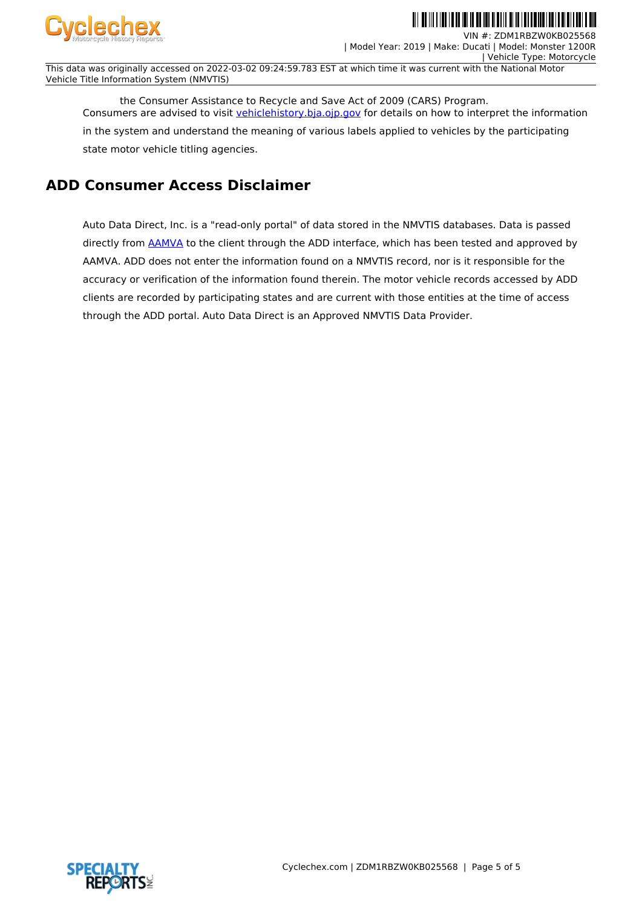the Consumer Assistance to Recycle and Save Act of 2009 (CARS) Program.
Consumers are advised to visit vehiclehistory.bja.ojp.gov for details on how to interpret the information in the system and understand the meaning of various labels applied to vehicles by the participating state motor vehicle titling agencies.

## ADD Consumer Access Disclaimer

Auto Data Direct, Inc. is a "read-only portal" of data stored in the NMVTIS databases. Data is passed directly from AAMVA to the client through the ADD interface, which has been tested and approved by AAMVA. ADD does not enter the information found on a NMVTIS record, nor is it responsible for the accuracy or verification of the information found therein. The motor vehicle records accessed by ADD clients are recorded by participating states and are current with those entities at the time of access through the ADD portal. Auto Data Direct is an Approved NMVTIS Data Provider.